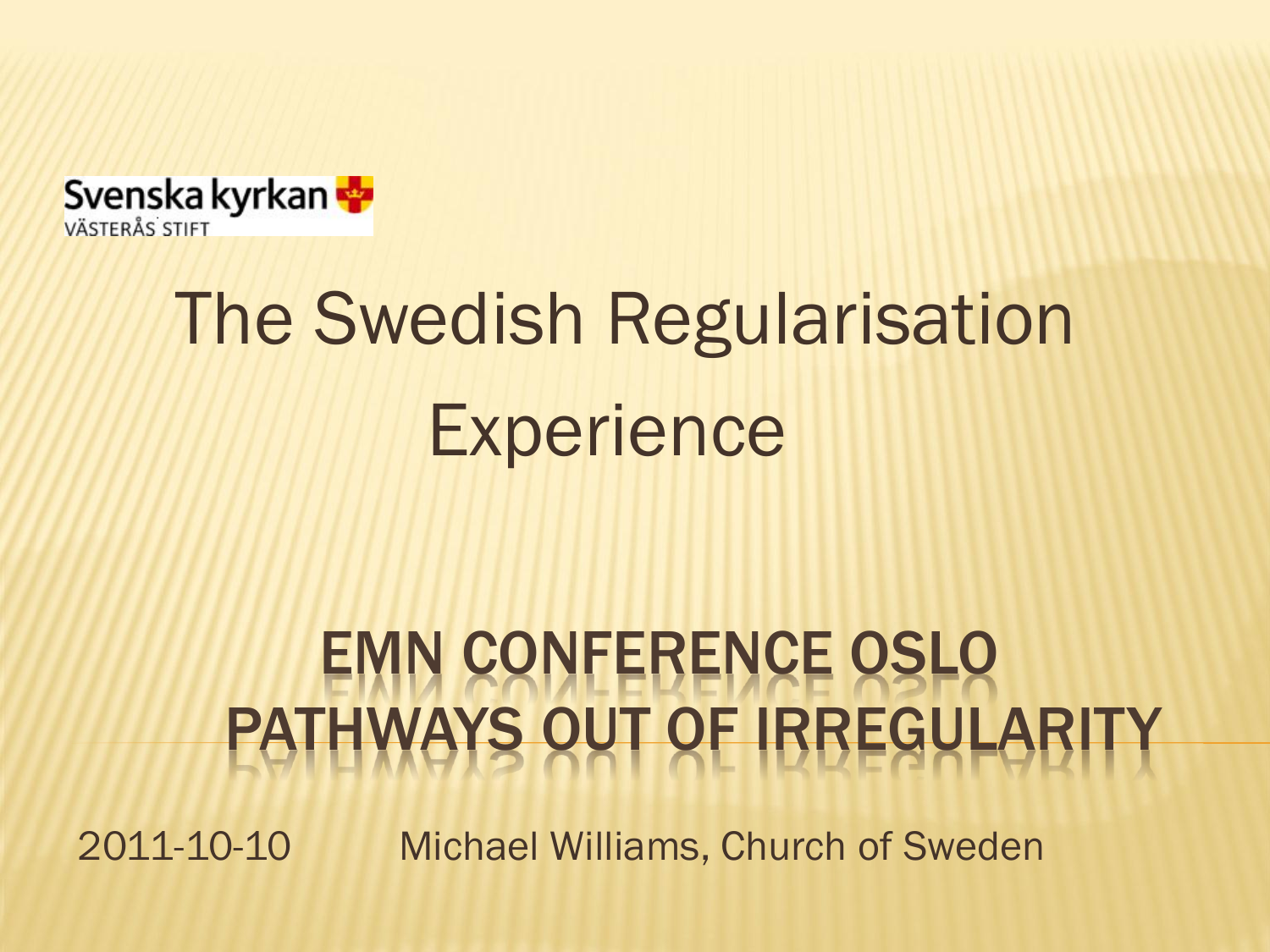Svenska kyrkan
VÄSTERÅS STIFT

# The Swedish Regularisation Experience

## EMN CONFERENCE OSLO PATHWAYS OUT OF IRREGULARITY

2011-10-10 Michael Williams, Church of Sweden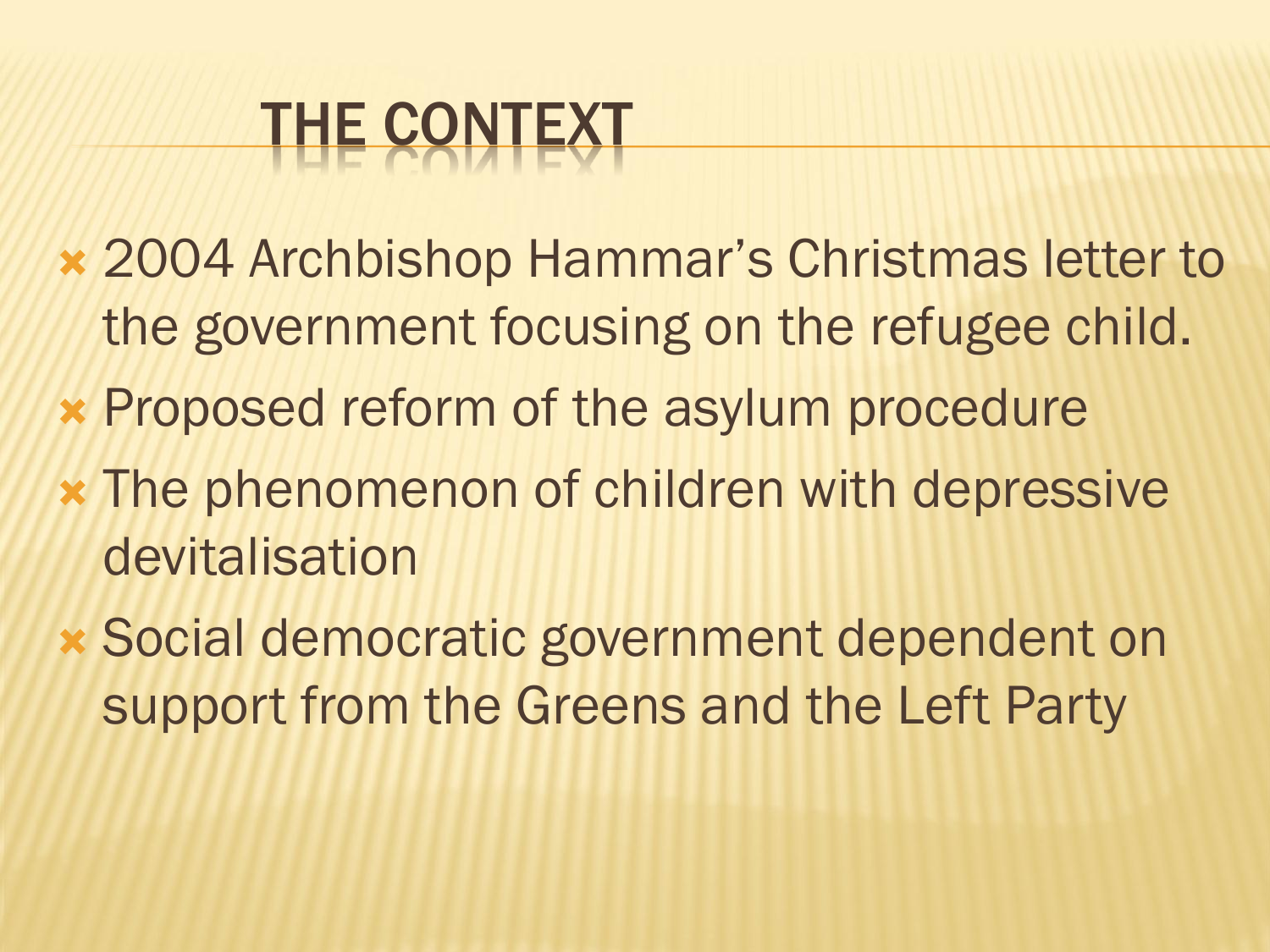# THE CONTEXT

- 2004 Archbishop Hammar's Christmas letter to the government focusing on the refugee child.
- Proposed reform of the asylum procedure
- The phenomenon of children with depressive devitalisation
- Social democratic government dependent on support from the Greens and the Left Party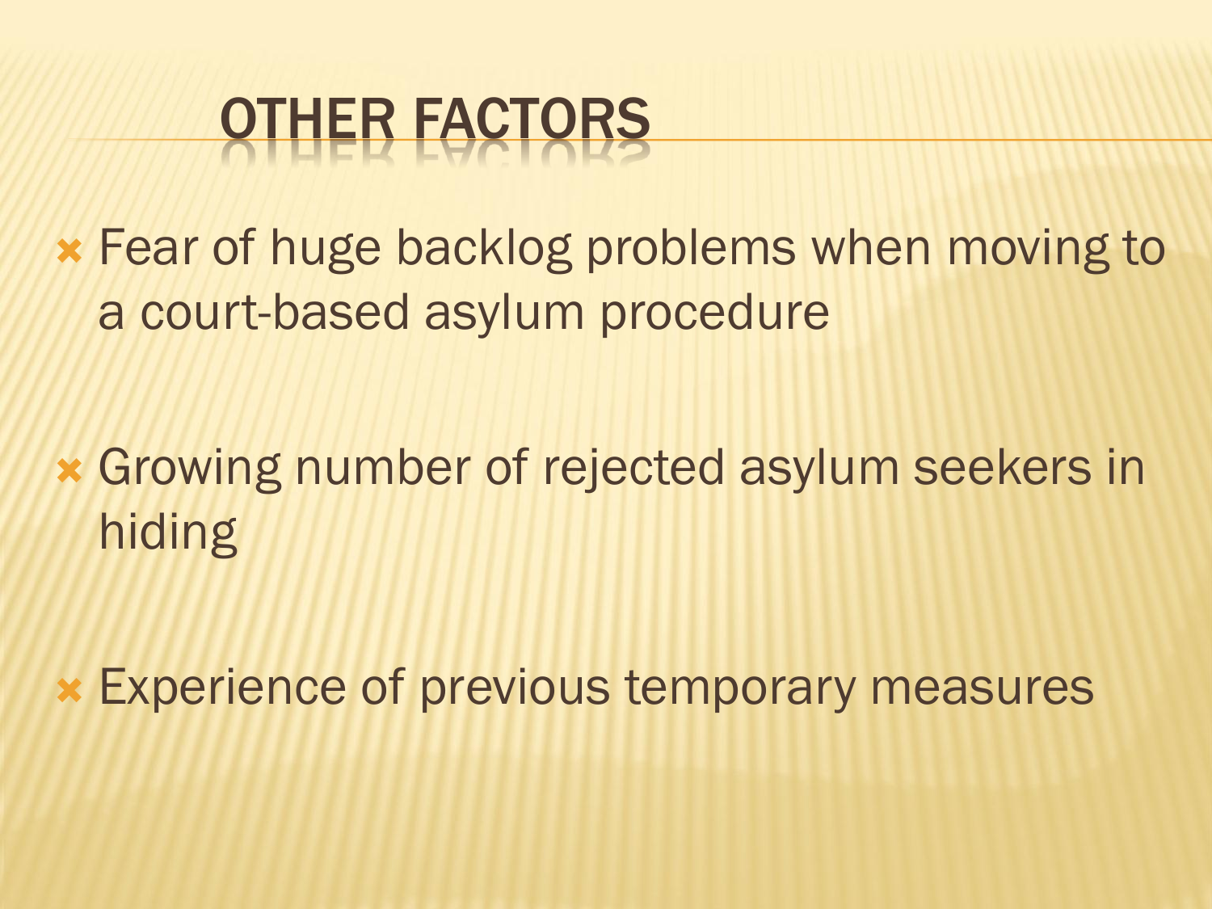# OTHER FACTORS

- Fear of huge backlog problems when moving to a court-based asylum procedure
- Growing number of rejected asylum seekers in hiding
- Experience of previous temporary measures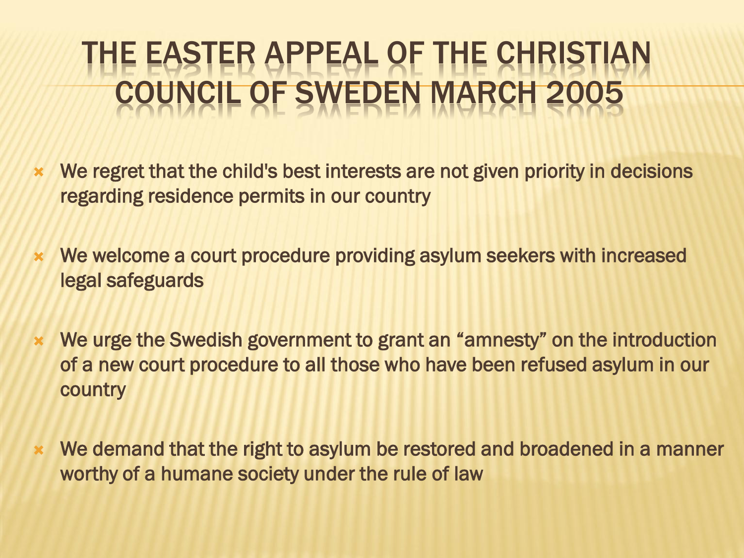# THE EASTER APPEAL OF THE CHRISTIAN COUNCIL OF SWEDEN MARCH 2005

- We regret that the child's best interests are not given priority in decisions regarding residence permits in our country
- We welcome a court procedure providing asylum seekers with increased legal safeguards
- We urge the Swedish government to grant an "amnesty" on the introduction of a new court procedure to all those who have been refused asylum in our country
- We demand that the right to asylum be restored and broadened in a manner worthy of a humane society under the rule of law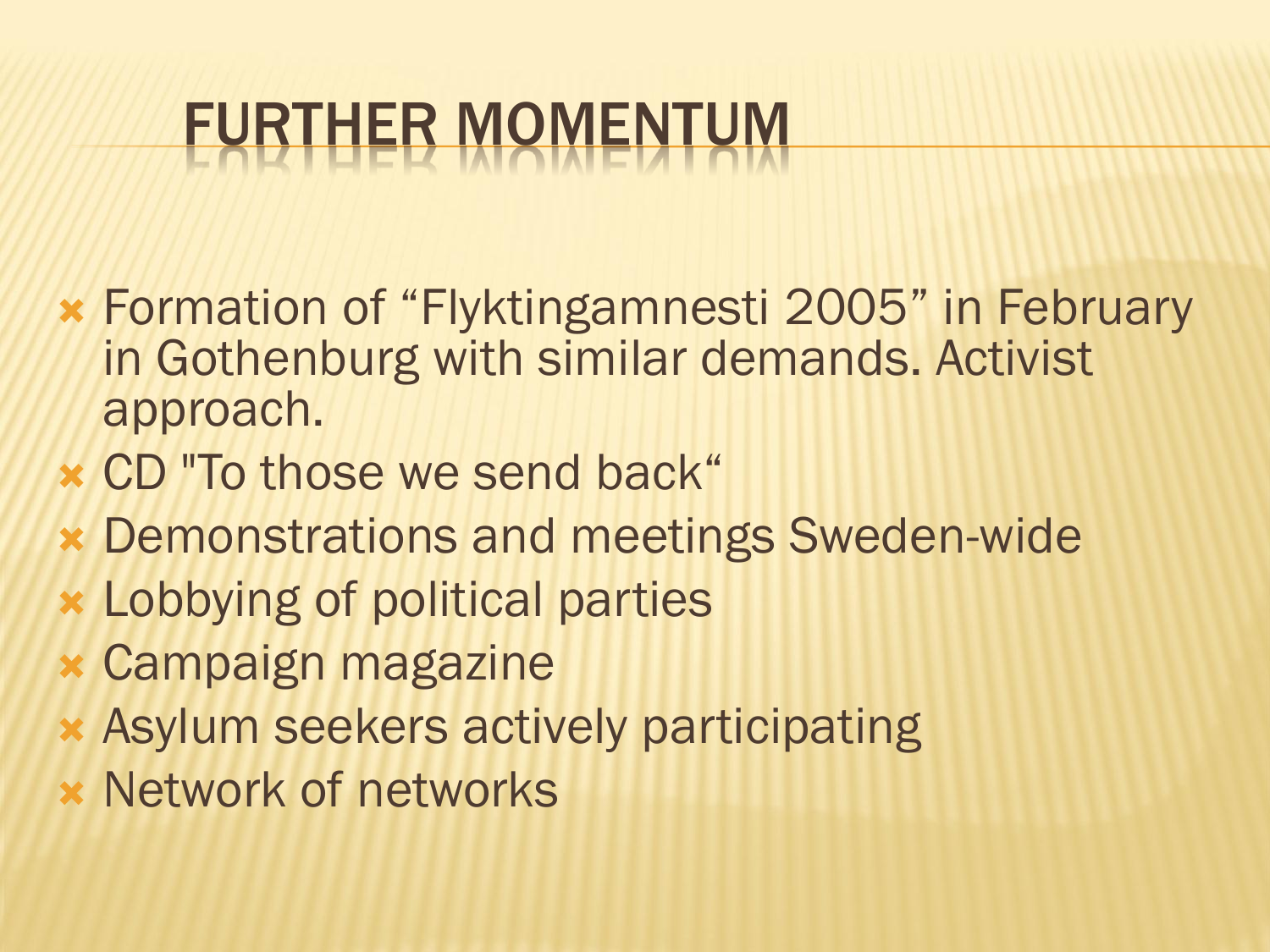# FURTHER MOMENTUM

- Formation of “Flyktingamnesti 2005” in February in Gothenburg with similar demands. Activist approach.
- CD "To those we send back“
- Demonstrations and meetings Sweden-wide
- Lobbying of political parties
- Campaign magazine
- Asylum seekers actively participating
- Network of networks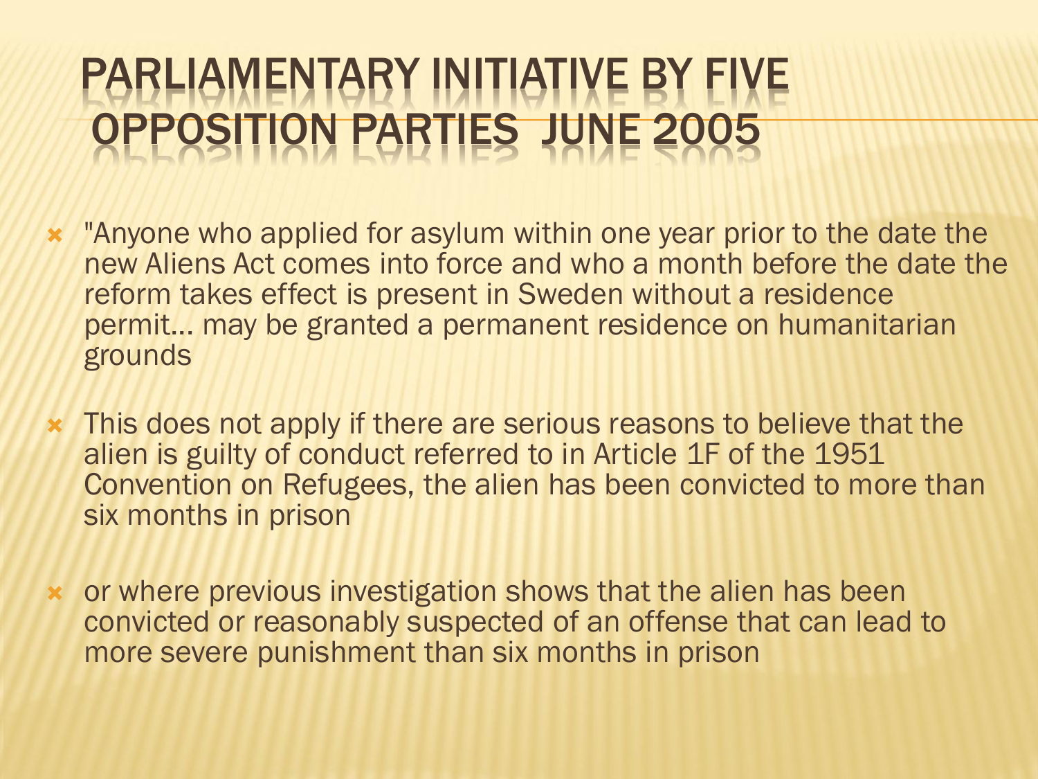# PARLIAMENTARY INITIATIVE BY FIVE OPPOSITION PARTIES JUNE 2005

- "Anyone who applied for asylum within one year prior to the date the new Aliens Act comes into force and who a month before the date the reform takes effect is present in Sweden without a residence permit... may be granted a permanent residence on humanitarian grounds
- This does not apply if there are serious reasons to believe that the alien is guilty of conduct referred to in Article 1F of the 1951 Convention on Refugees, the alien has been convicted to more than six months in prison
- or where previous investigation shows that the alien has been convicted or reasonably suspected of an offense that can lead to more severe punishment than six months in prison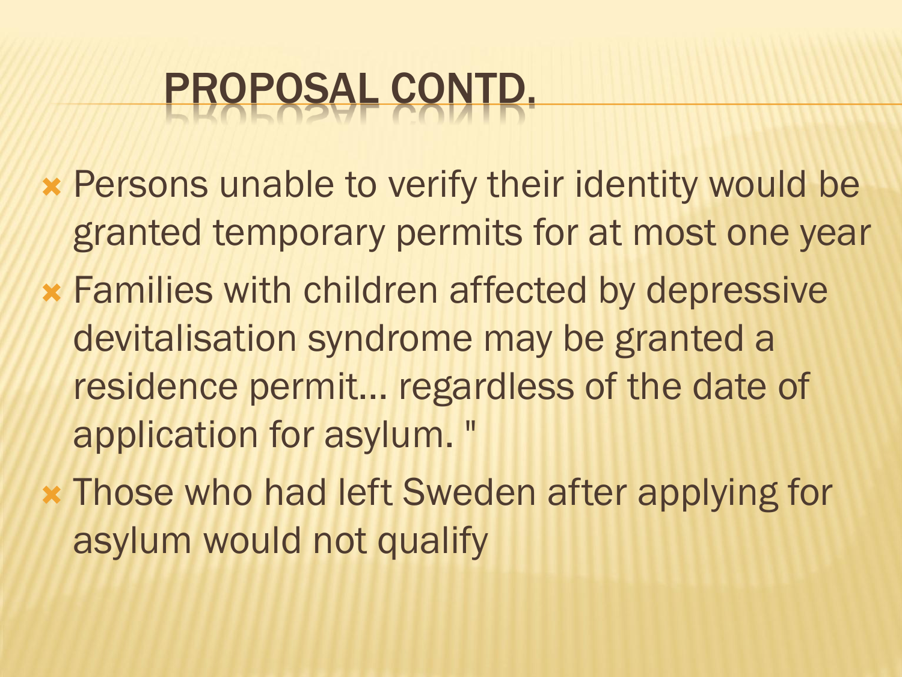# PROPOSAL CONTD.

- Persons unable to verify their identity would be granted temporary permits for at most one year
- Families with children affected by depressive devitalisation syndrome may be granted a residence permit… regardless of the date of application for asylum. "
- Those who had left Sweden after applying for asylum would not qualify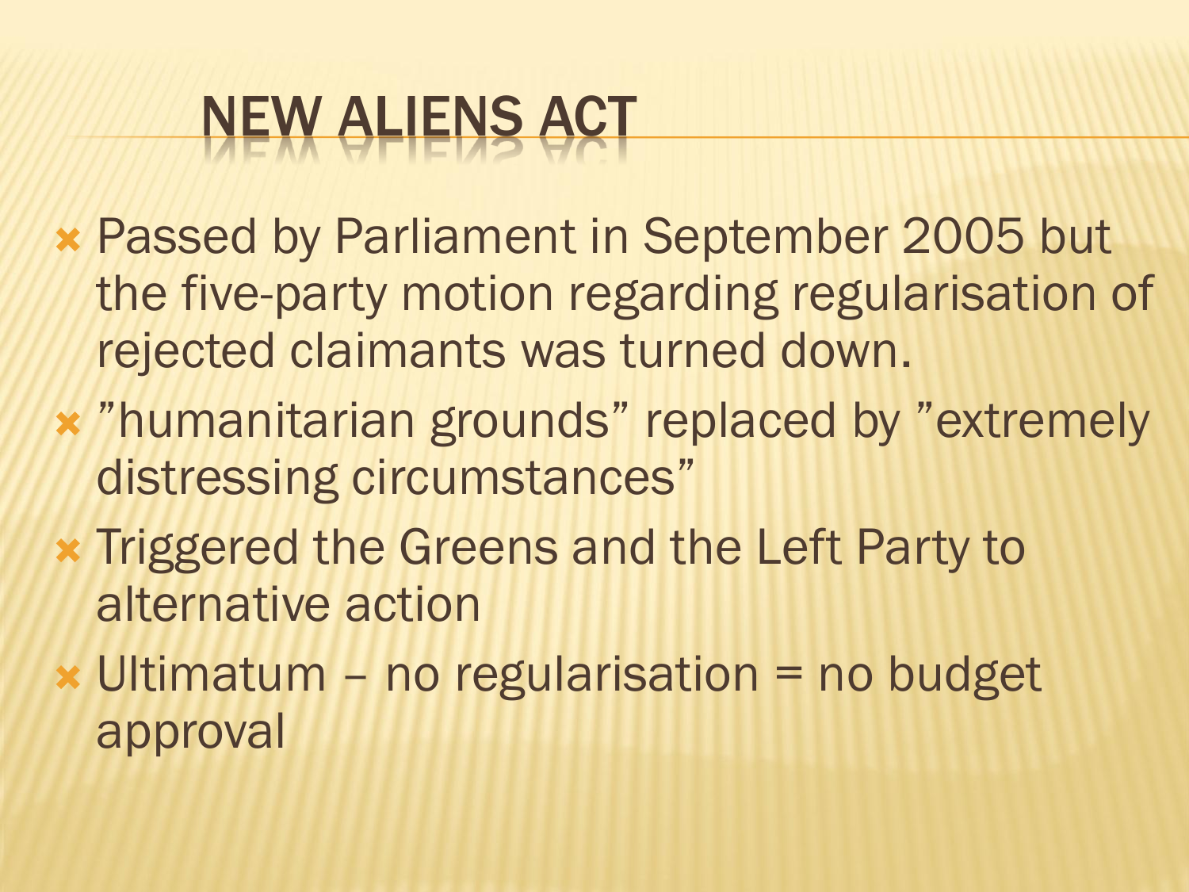# NEW ALIENS ACT

- Passed by Parliament in September 2005 but the five-party motion regarding regularisation of rejected claimants was turned down.
- ”humanitarian grounds” replaced by ”extremely distressing circumstances”
- Triggered the Greens and the Left Party to alternative action
- Ultimatum – no regularisation = no budget approval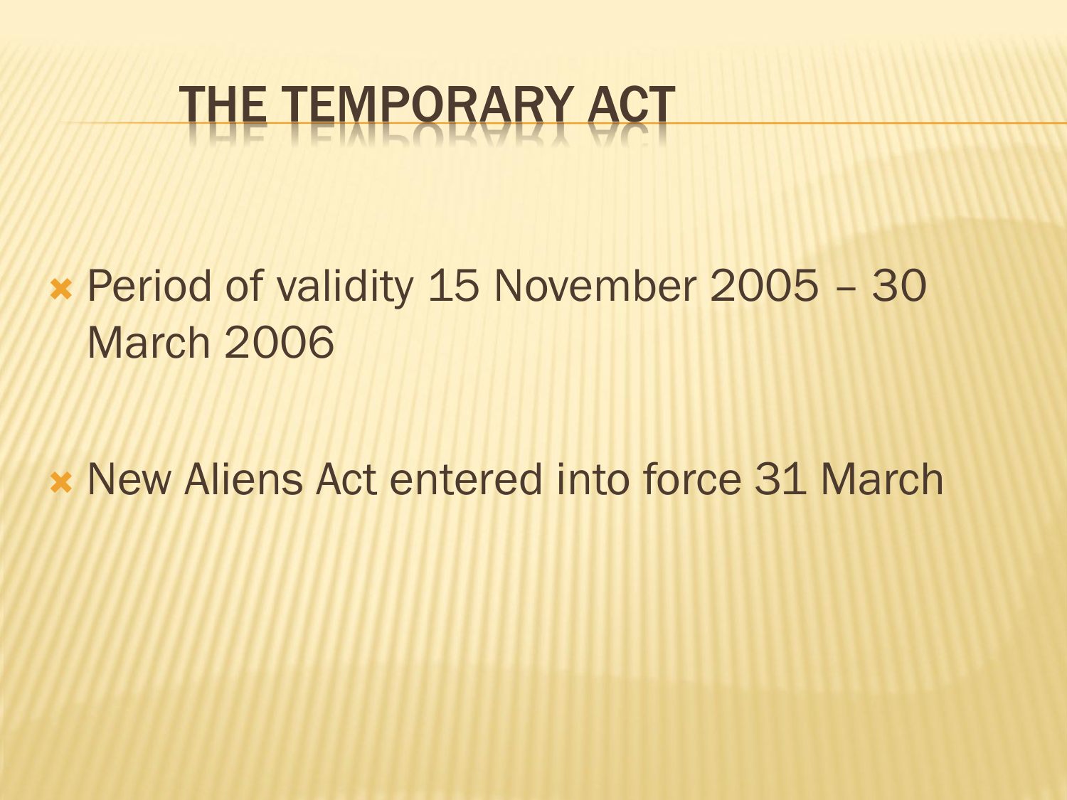# THE TEMPORARY ACT

- Period of validity 15 November 2005 – 30 March 2006
- New Aliens Act entered into force 31 March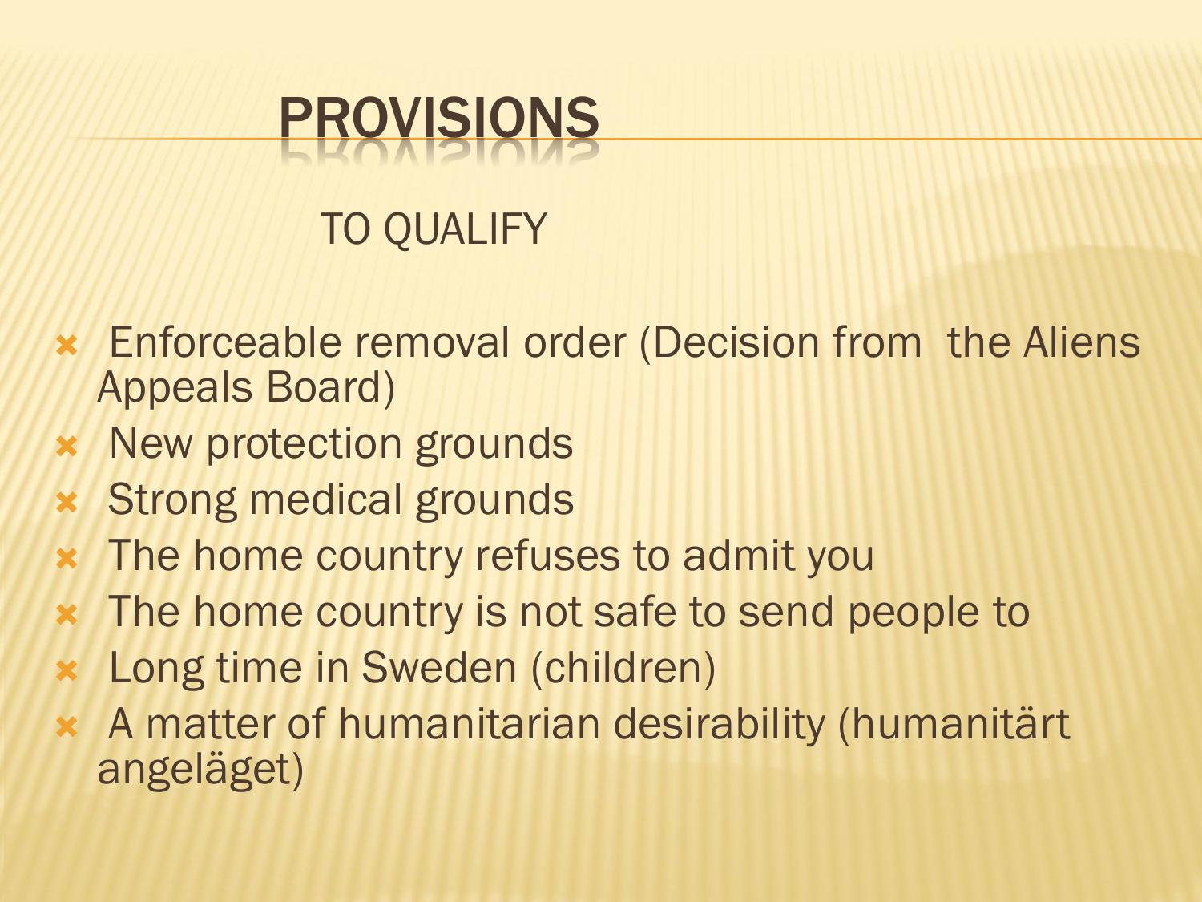# PROVISIONS

## TO QUALIFY

- Enforceable removal order (Decision from the Aliens Appeals Board)
- New protection grounds
- Strong medical grounds
- The home country refuses to admit you
- The home country is not safe to send people to
- Long time in Sweden (children)
- A matter of humanitarian desirability (humanitärt angeläget)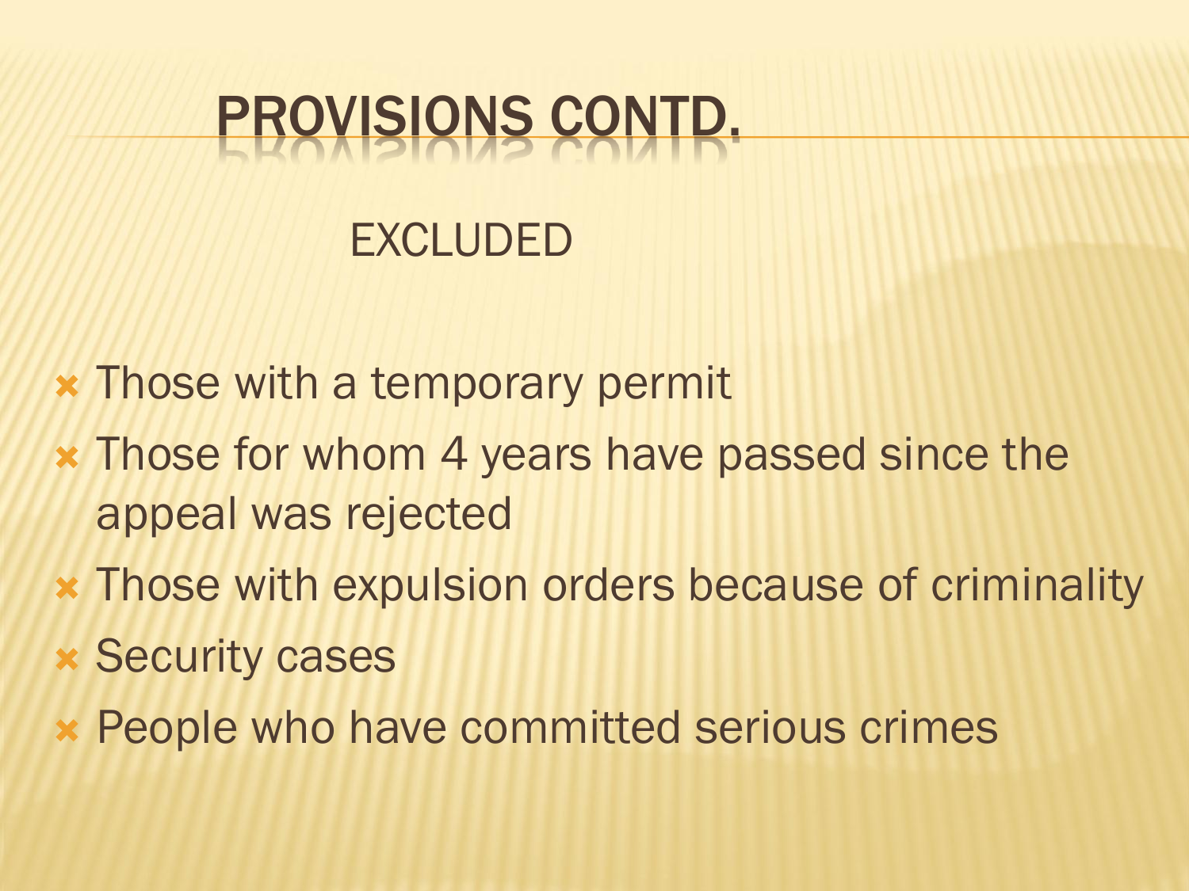# PROVISIONS CONTD.

## EXCLUDED

- Those with a temporary permit
- Those for whom 4 years have passed since the appeal was rejected
- Those with expulsion orders because of criminality
- Security cases
- People who have committed serious crimes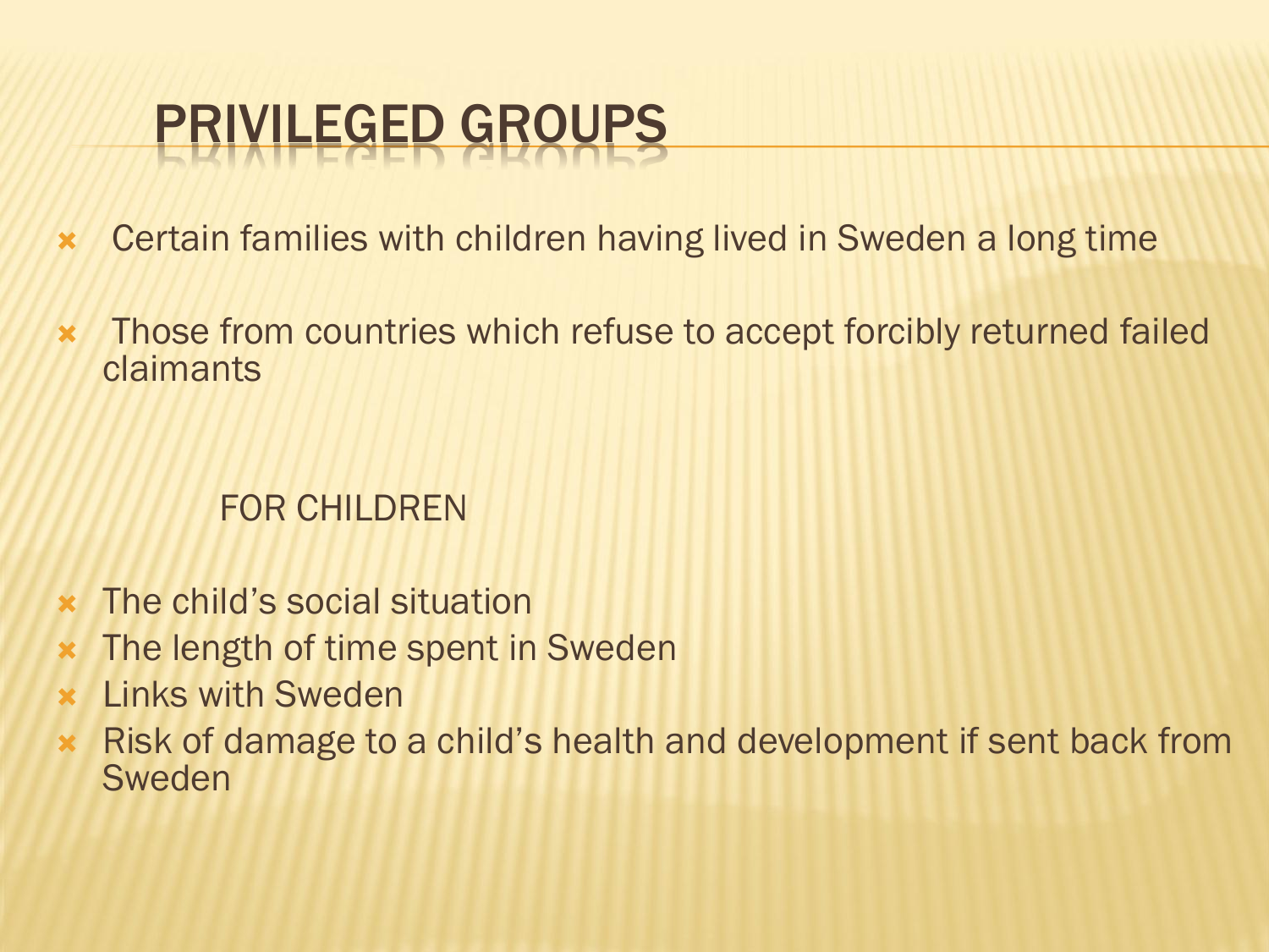# PRIVILEGED GROUPS

- Certain families with children having lived in Sweden a long time
- Those from countries which refuse to accept forcibly returned failed claimants

FOR CHILDREN

- The child's social situation
- The length of time spent in Sweden
- Links with Sweden
- Risk of damage to a child's health and development if sent back from Sweden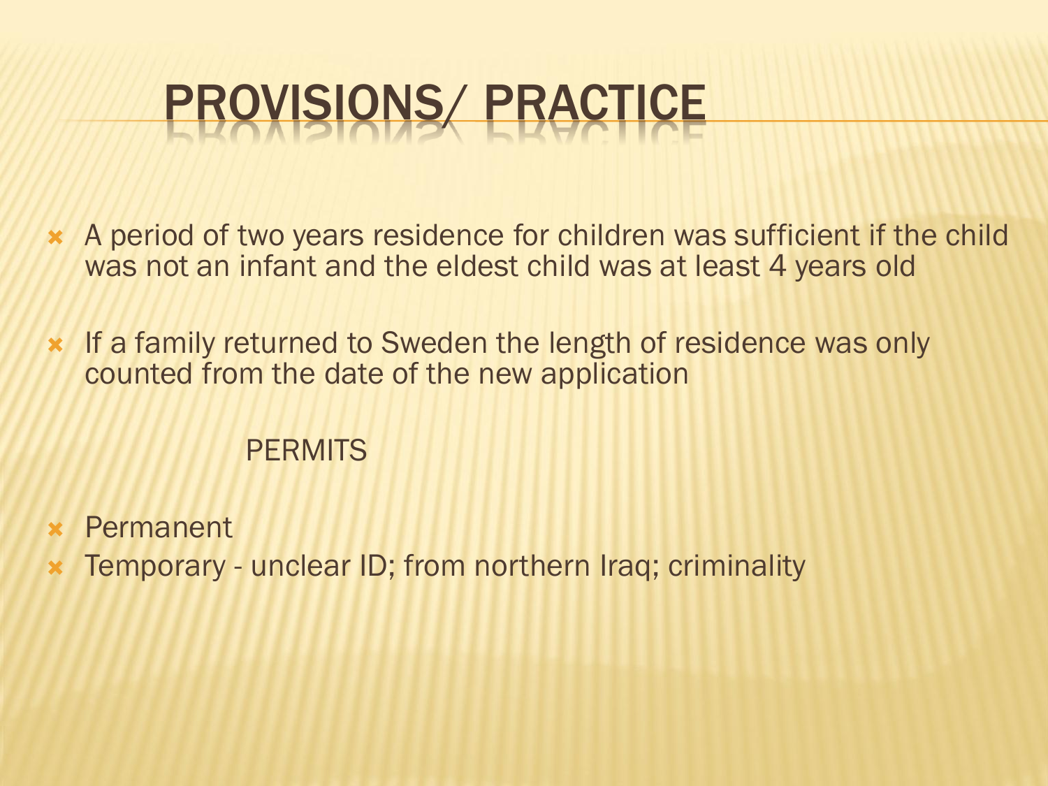# PROVISIONS/ PRACTICE

- A period of two years residence for children was sufficient if the child was not an infant and the eldest child was at least 4 years old

- If a family returned to Sweden the length of residence was only counted from the date of the new application

PERMITS

- Permanent
- Temporary - unclear ID; from northern Iraq; criminality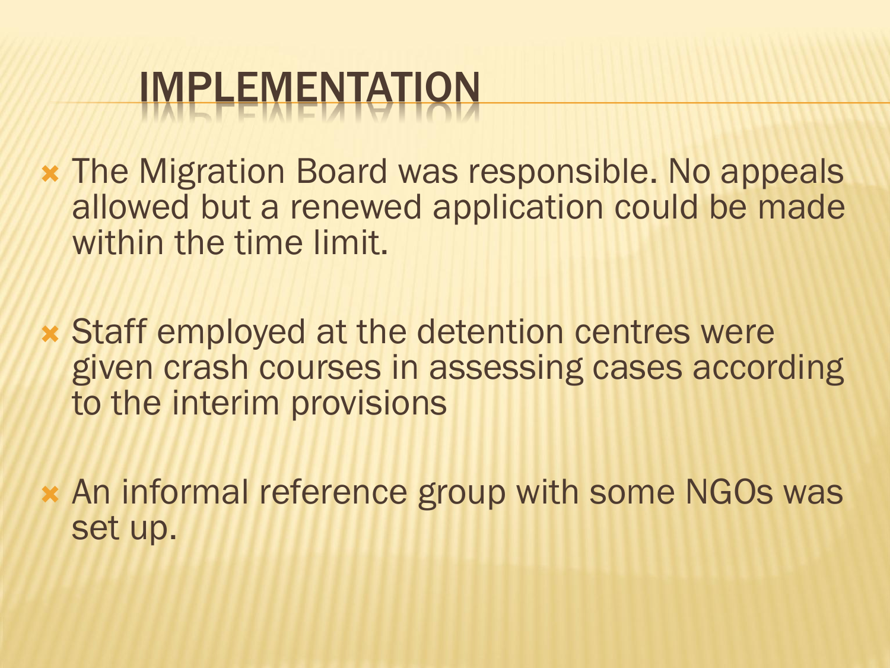# IMPLEMENTATION

- The Migration Board was responsible. No appeals allowed but a renewed application could be made within the time limit.
- Staff employed at the detention centres were given crash courses in assessing cases according to the interim provisions
- An informal reference group with some NGOs was set up.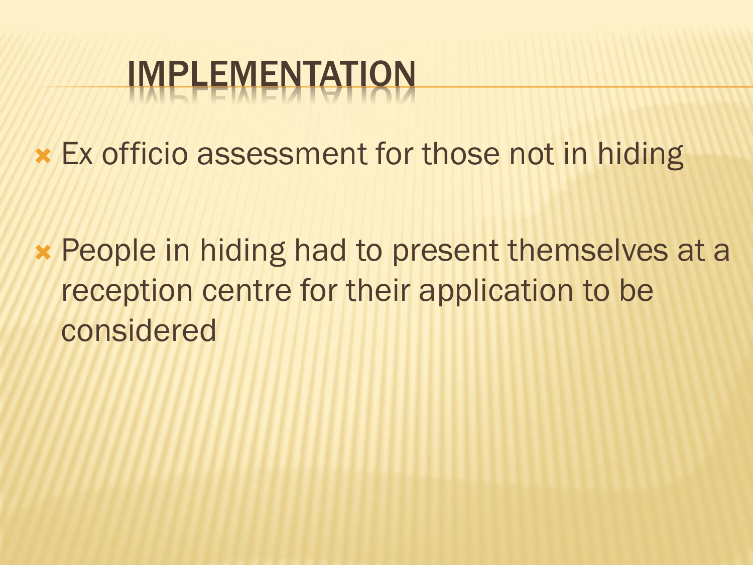# IMPLEMENTATION

- Ex officio assessment for those not in hiding
- People in hiding had to present themselves at a reception centre for their application to be considered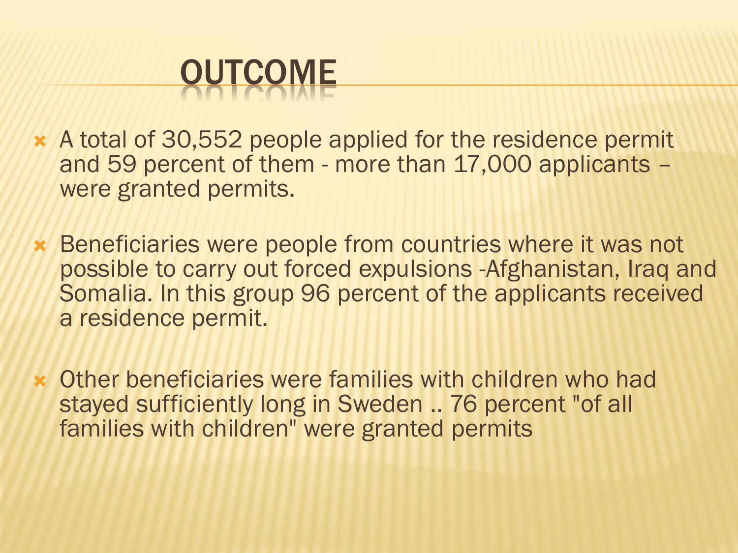# OUTCOME

- A total of 30,552 people applied for the residence permit and 59 percent of them - more than 17,000 applicants – were granted permits.
- Beneficiaries were people from countries where it was not possible to carry out forced expulsions -Afghanistan, Iraq and Somalia. In this group 96 percent of the applicants received a residence permit.
- Other beneficiaries were families with children who had stayed sufficiently long in Sweden .. 76 percent "of all families with children" were granted permits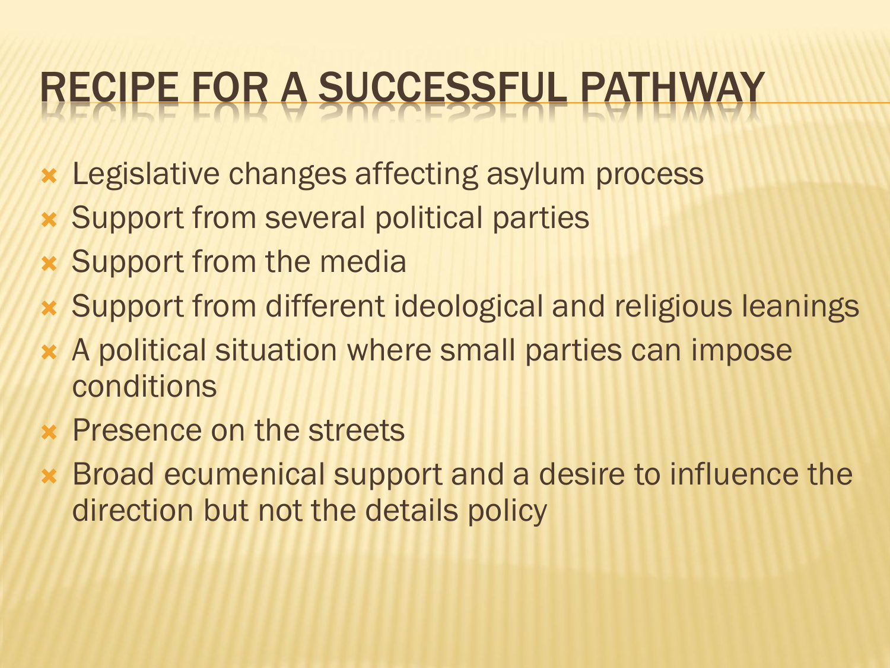# RECIPE FOR A SUCCESSFUL PATHWAY

- Legislative changes affecting asylum process
- Support from several political parties
- Support from the media
- Support from different ideological and religious leanings
- A political situation where small parties can impose conditions
- Presence on the streets
- Broad ecumenical support and a desire to influence the direction but not the details policy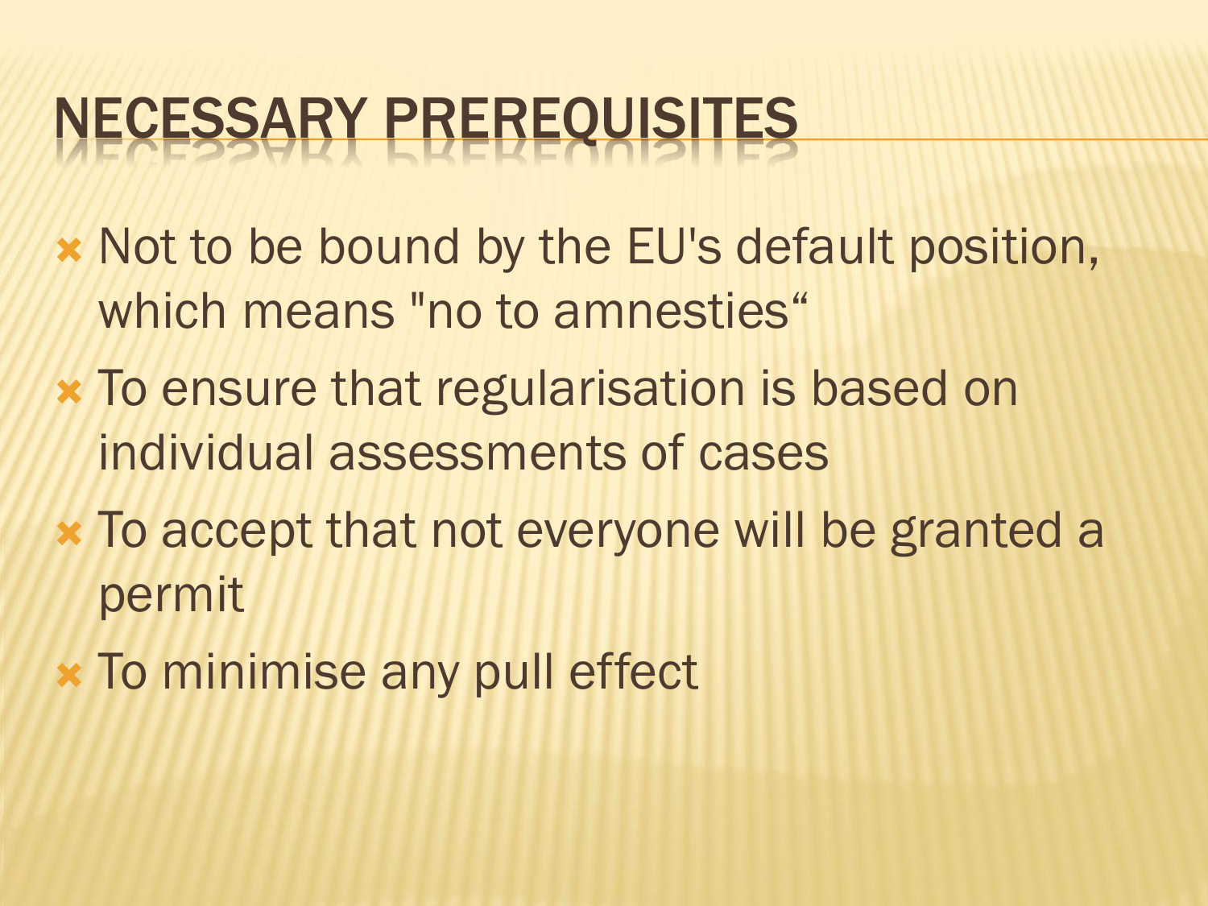# NECESSARY PREREQUISITES

- Not to be bound by the EU's default position, which means "no to amnesties“
- To ensure that regularisation is based on individual assessments of cases
- To accept that not everyone will be granted a permit
- To minimise any pull effect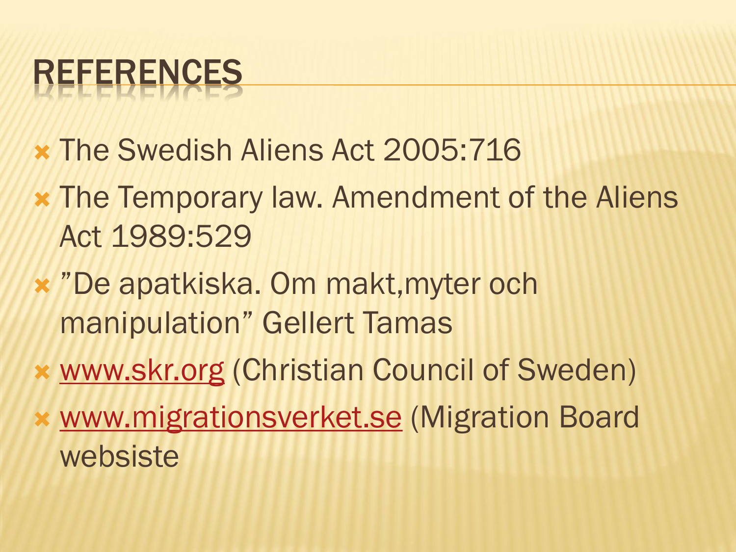# REFERENCES

- The Swedish Aliens Act 2005:716
- The Temporary law. Amendment of the Aliens Act 1989:529
- ”De apatkiska. Om makt,myter och manipulation” Gellert Tamas
- www.skr.org (Christian Council of Sweden)
- www.migrationsverket.se (Migration Board websiste